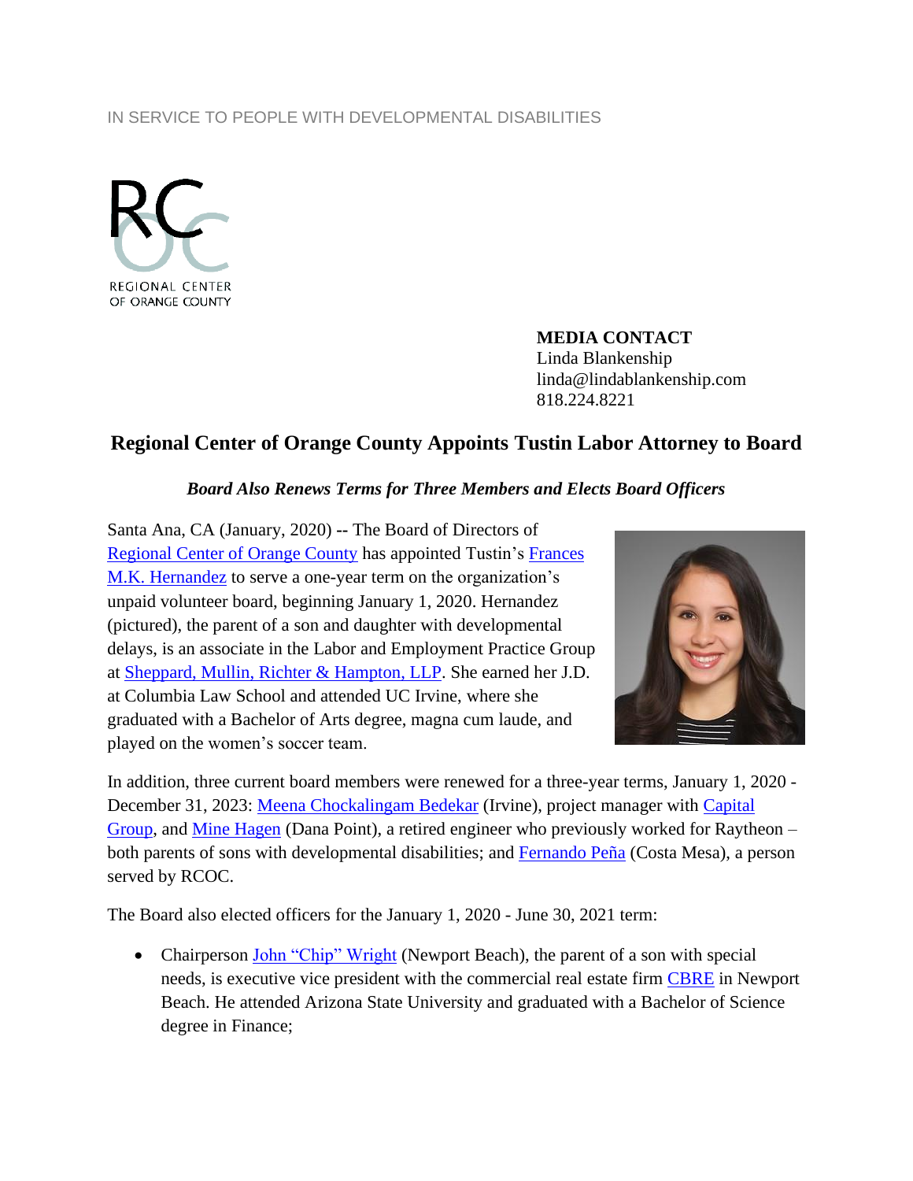IN SERVICE TO PEOPLE WITH DEVELOPMENTAL DISABILITIES

REGIONAL CENTER OF ORANGE COUNTY

**MEDIA CONTACT**
Linda Blankenship
linda@lindablankenship.com
818.224.8221

# Regional Center of Orange County Appoints Tustin Labor Attorney to Board

***Board Also Renews Terms for Three Members and Elects Board Officers***

Santa Ana, CA (January, 2020) -- The Board of Directors of Regional Center of Orange County has appointed Tustin's Frances M.K. Hernandez to serve a one-year term on the organization's unpaid volunteer board, beginning January 1, 2020. Hernandez (pictured), the parent of a son and daughter with developmental delays, is an associate in the Labor and Employment Practice Group at Sheppard, Mullin, Richter & Hampton, LLP. She earned her J.D. at Columbia Law School and attended UC Irvine, where she graduated with a Bachelor of Arts degree, magna cum laude, and played on the women's soccer team.

In addition, three current board members were renewed for a three-year terms, January 1, 2020 - December 31, 2023: Meena Chockalingam Bedekar (Irvine), project manager with Capital Group, and Mine Hagen (Dana Point), a retired engineer who previously worked for Raytheon – both parents of sons with developmental disabilities; and Fernando Peña (Costa Mesa), a person served by RCOC.

The Board also elected officers for the January 1, 2020 - June 30, 2021 term:

- Chairperson John "Chip" Wright (Newport Beach), the parent of a son with special needs, is executive vice president with the commercial real estate firm CBRE in Newport Beach. He attended Arizona State University and graduated with a Bachelor of Science degree in Finance;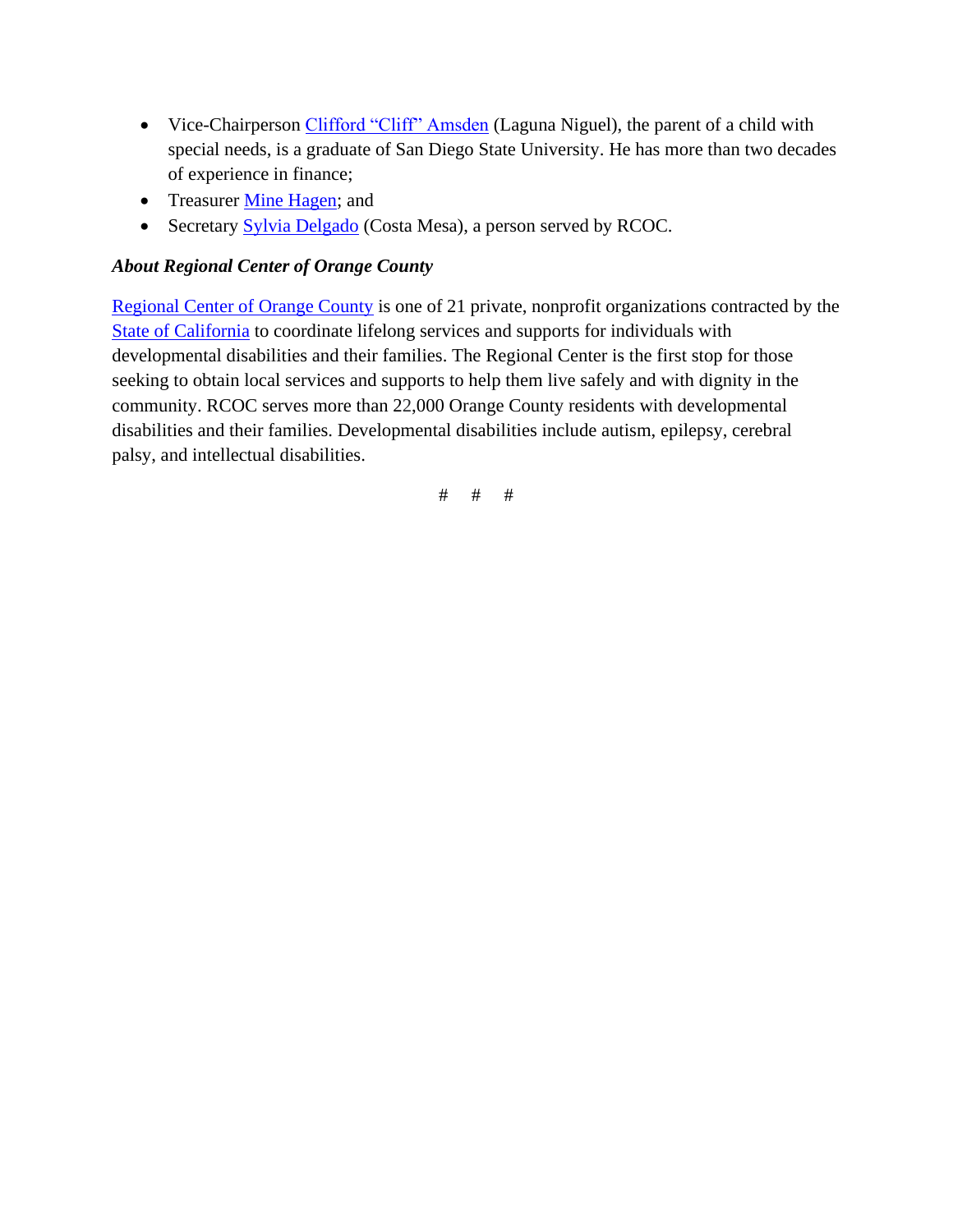- Vice-Chairperson Clifford "Cliff" Amsden (Laguna Niguel), the parent of a child with special needs, is a graduate of San Diego State University. He has more than two decades of experience in finance;
- Treasurer Mine Hagen; and
- Secretary Sylvia Delgado (Costa Mesa), a person served by RCOC.

***About Regional Center of Orange County***

Regional Center of Orange County is one of 21 private, nonprofit organizations contracted by the State of California to coordinate lifelong services and supports for individuals with developmental disabilities and their families. The Regional Center is the first stop for those seeking to obtain local services and supports to help them live safely and with dignity in the community. RCOC serves more than 22,000 Orange County residents with developmental disabilities and their families. Developmental disabilities include autism, epilepsy, cerebral palsy, and intellectual disabilities.

# # #